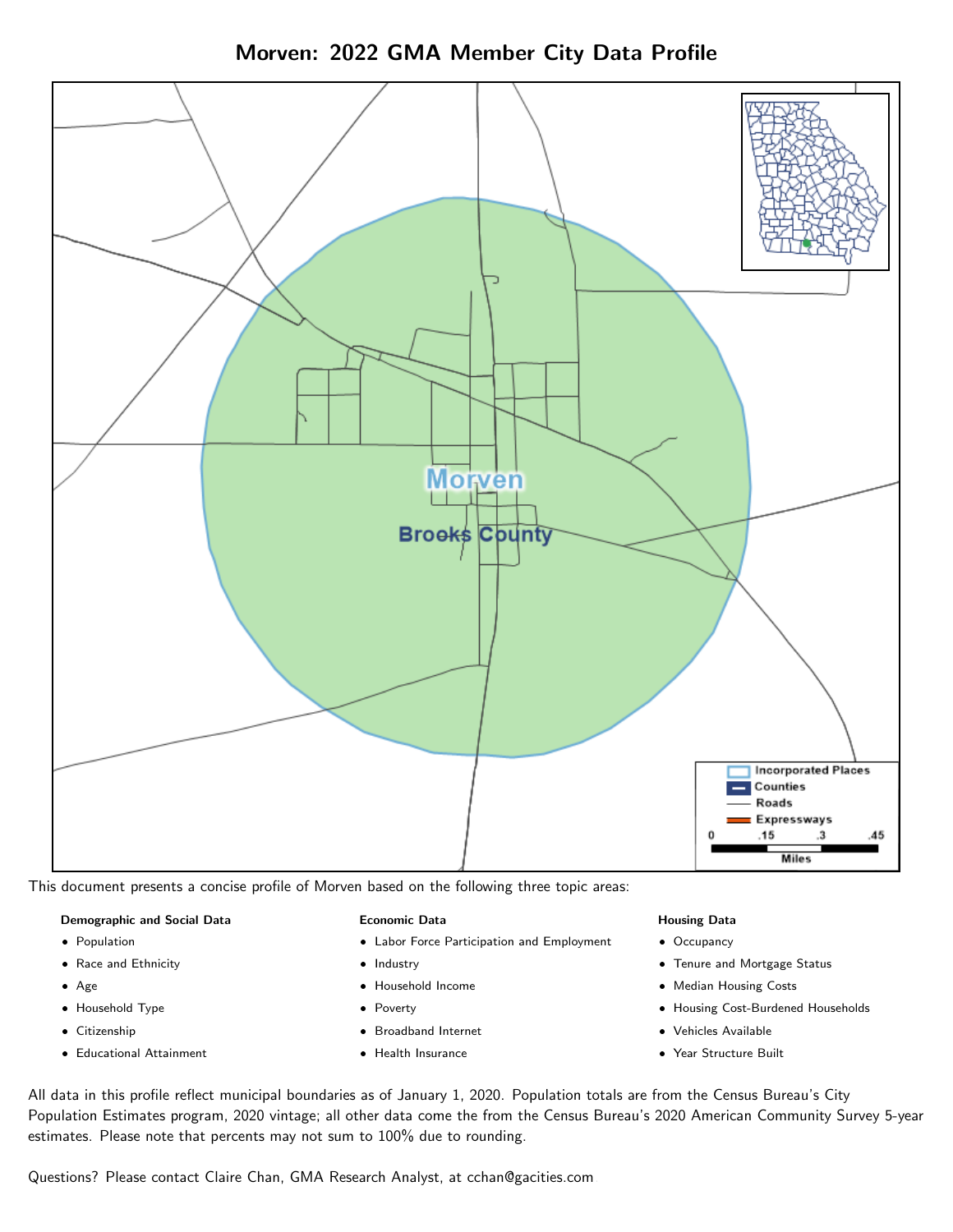# Morven: 2022 GMA Member City Data Profile

Morven

Brooks County

Incorporated Places
Counties
Roads
Expressways

0 .15 .3 .45
Miles

This document presents a concise profile of Morven based on the following three topic areas:

**Demographic and Social Data**

- Population
- Race and Ethnicity
- Age
- Household Type
- Citizenship
- Educational Attainment

**Economic Data**

- Labor Force Participation and Employment
- Industry
- Household Income
- Poverty
- Broadband Internet
- Health Insurance

**Housing Data**

- Occupancy
- Tenure and Mortgage Status
- Median Housing Costs
- Housing Cost-Burdened Households
- Vehicles Available
- Year Structure Built

All data in this profile reflect municipal boundaries as of January 1, 2020. Population totals are from the Census Bureau's City Population Estimates program, 2020 vintage; all other data come the from the Census Bureau's 2020 American Community Survey 5-year estimates. Please note that percents may not sum to 100% due to rounding.

Questions? Please contact Claire Chan, GMA Research Analyst, at cchan@gacities.com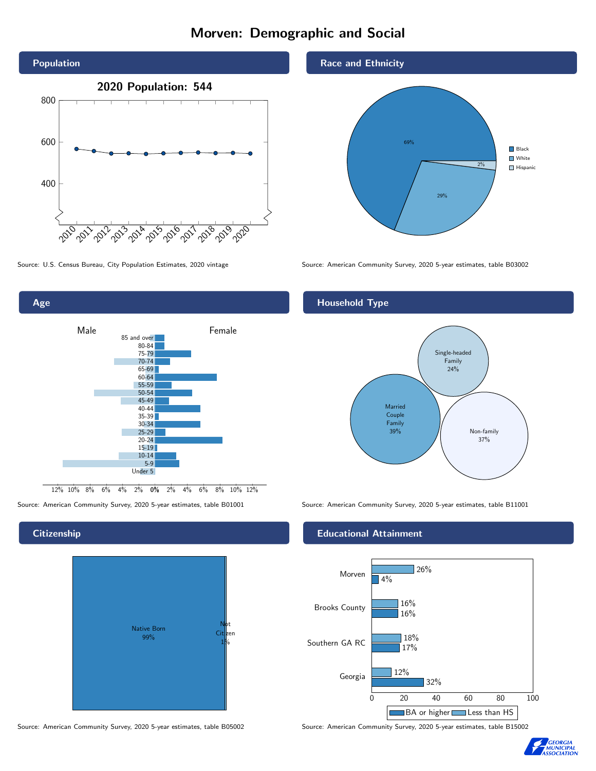# Morven: Demographic and Social

## Population

2020 Population: 544

Source: U.S. Census Bureau, City Population Estimates, 2020 vintage

## Race and Ethnicity

| Race/Ethnicity | Percent |
|---|---|
| Black | 69% |
| White | 29% |
| Hispanic | 2% |

Source: American Community Survey, 2020 5-year estimates, table B03002

## Age

Source: American Community Survey, 2020 5-year estimates, table B01001

## Household Type

| Household Type | Percent |
|---|---|
| Single-headed Family | 24% |
| Married Couple Family | 39% |
| Non-family | 37% |

Source: American Community Survey, 2020 5-year estimates, table B11001

## Citizenship

| Citizenship | Percent |
|---|---|
| Native Born | 99% |
| Not Citizen | 1% |

Source: American Community Survey, 2020 5-year estimates, table B05002

## Educational Attainment

| Area | Less than HS | BA or higher |
|---|---|---|
| Morven | 26% | 4% |
| Brooks County | 16% | 16% |
| Southern GA RC | 18% | 17% |
| Georgia | 12% | 32% |

Source: American Community Survey, 2020 5-year estimates, table B15002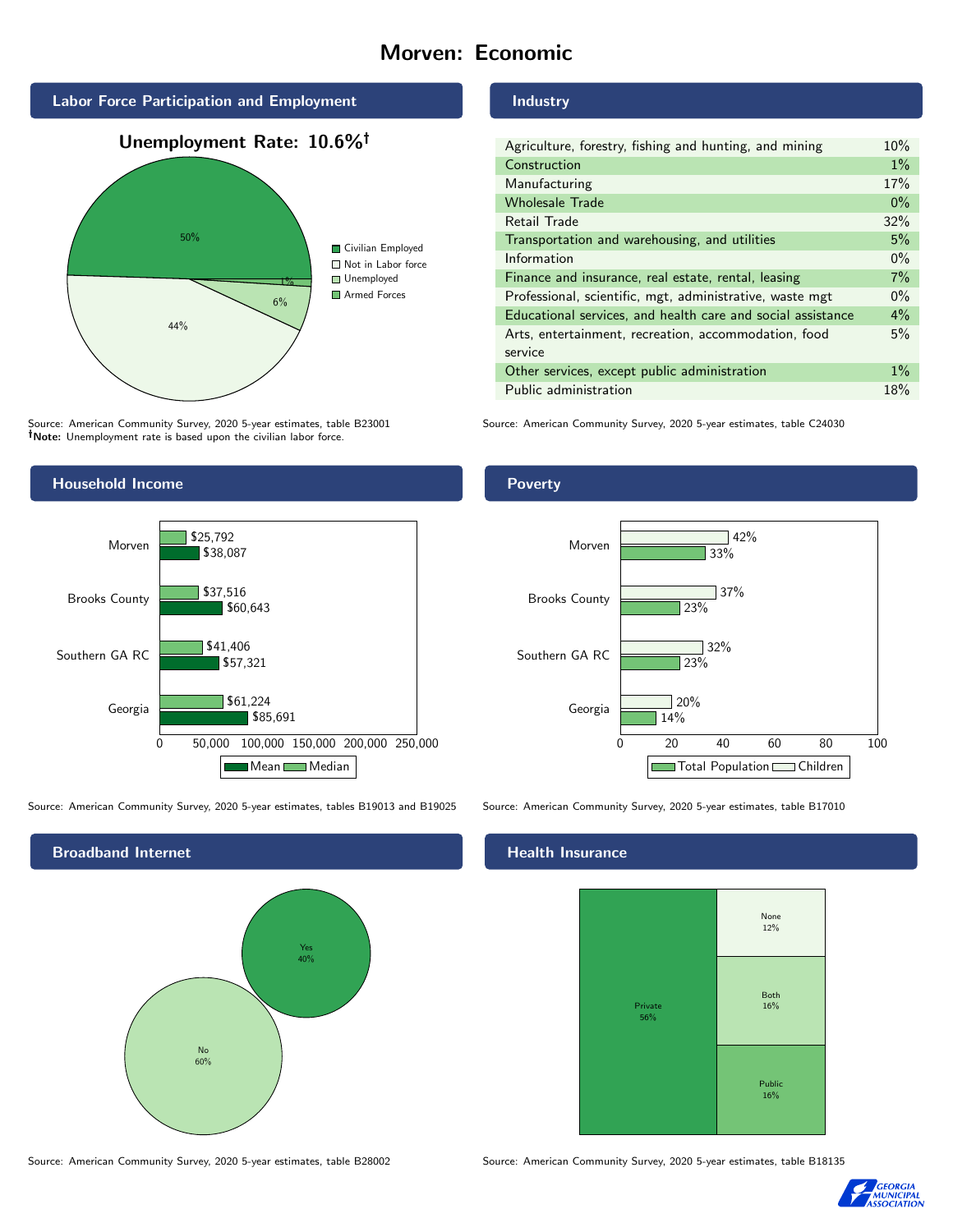# Morven: Economic

## Labor Force Participation and Employment

**Unemployment Rate: 10.6%†**

| Category | Percent |
|---|---|
| Civilian Employed | 50% |
| Not in Labor force | 44% |
| Unemployed | 6% |
| Armed Forces | 1% |

Source: American Community Survey, 2020 5-year estimates, table B23001
**†Note:** Unemployment rate is based upon the civilian labor force.

## Industry

| Industry | Percent |
|---|---|
| Agriculture, forestry, fishing and hunting, and mining | 10% |
| Construction | 1% |
| Manufacturing | 17% |
| Wholesale Trade | 0% |
| Retail Trade | 32% |
| Transportation and warehousing, and utilities | 5% |
| Information | 0% |
| Finance and insurance, real estate, rental, leasing | 7% |
| Professional, scientific, mgt, administrative, waste mgt | 0% |
| Educational services, and health care and social assistance | 4% |
| Arts, entertainment, recreation, accommodation, food service | 5% |
| Other services, except public administration | 1% |
| Public administration | 18% |

Source: American Community Survey, 2020 5-year estimates, table C24030

## Household Income

| | Median | Mean |
|---|---|---|
| Morven | $25,792 | $38,087 |
| Brooks County | $37,516 | $60,643 |
| Southern GA RC | $41,406 | $57,321 |
| Georgia | $61,224 | $85,691 |

Source: American Community Survey, 2020 5-year estimates, tables B19013 and B19025

## Poverty

| | Children | Total Population |
|---|---|---|
| Morven | 42% | 33% |
| Brooks County | 37% | 23% |
| Southern GA RC | 32% | 23% |
| Georgia | 20% | 14% |

Source: American Community Survey, 2020 5-year estimates, table B17010

## Broadband Internet

| | Percent |
|---|---|
| Yes | 40% |
| No | 60% |

Source: American Community Survey, 2020 5-year estimates, table B28002

## Health Insurance

| | Percent |
|---|---|
| Private | 56% |
| None | 12% |
| Both | 16% |
| Public | 16% |

Source: American Community Survey, 2020 5-year estimates, table B18135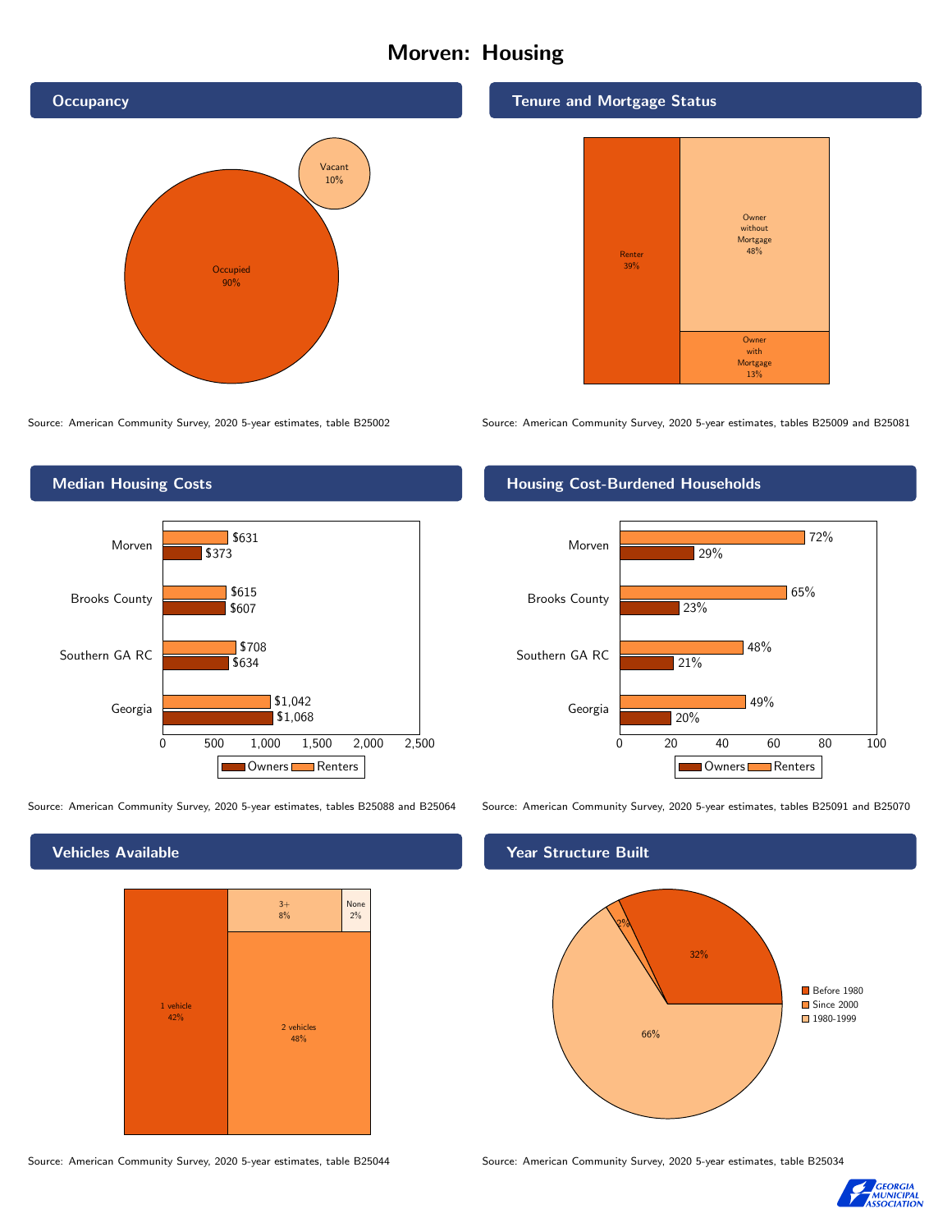# Morven: Housing

## Occupancy

Vacant
10%

Occupied
90%

Source: American Community Survey, 2020 5-year estimates, table B25002

## Tenure and Mortgage Status

Renter
39%

Owner
without
Mortgage
48%

Owner
with
Mortgage
13%

Source: American Community Survey, 2020 5-year estimates, tables B25009 and B25081

## Median Housing Costs

Morven
$631
$373

Brooks County
$615
$607

Southern GA RC
$708
$634

Georgia
$1,042
$1,068

0
500
1,000
1,500
2,000
2,500

Owners
Renters

Source: American Community Survey, 2020 5-year estimates, tables B25088 and B25064

## Housing Cost-Burdened Households

Morven
72%
29%

Brooks County
65%
23%

Southern GA RC
48%
21%

Georgia
49%
20%

0
20
40
60
80
100

Owners
Renters

Source: American Community Survey, 2020 5-year estimates, tables B25091 and B25070

## Vehicles Available

1 vehicle
42%

3+
8%

None
2%

2 vehicles
48%

Source: American Community Survey, 2020 5-year estimates, table B25044

## Year Structure Built

32%

2%

66%

Before 1980
Since 2000
1980-1999

Source: American Community Survey, 2020 5-year estimates, table B25034

GEORGIA MUNICIPAL ASSOCIATION